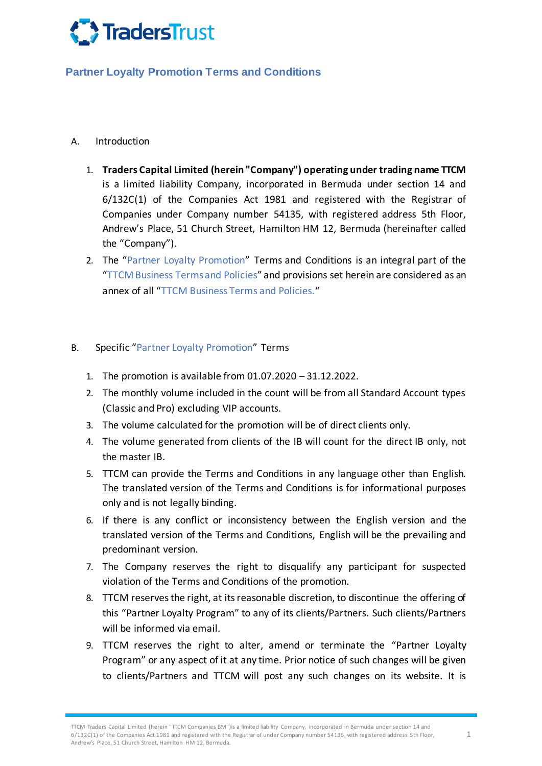# Partner Loyalty Promotion Terms and Conditions

A. Introduction

1. **Traders Capital Limited (herein "Company") operating under trading name TTCM** is a limited liability Company, incorporated in Bermuda under section 14 and 6/132C(1) of the Companies Act 1981 and registered with the Registrar of Companies under Company number 54135, with registered address 5th Floor, Andrew's Place, 51 Church Street, Hamilton HM 12, Bermuda (hereinafter called the "Company").
2. The "Partner Loyalty Promotion" Terms and Conditions is an integral part of the "TTCM Business Terms and Policies" and provisions set herein are considered as an annex of all "TTCM Business Terms and Policies."

B. Specific "Partner Loyalty Promotion" Terms

1. The promotion is available from 01.07.2020 – 31.12.2022.
2. The monthly volume included in the count will be from all Standard Account types (Classic and Pro) excluding VIP accounts.
3. The volume calculated for the promotion will be of direct clients only.
4. The volume generated from clients of the IB will count for the direct IB only, not the master IB.
5. TTCM can provide the Terms and Conditions in any language other than English. The translated version of the Terms and Conditions is for informational purposes only and is not legally binding.
6. If there is any conflict or inconsistency between the English version and the translated version of the Terms and Conditions, English will be the prevailing and predominant version.
7. The Company reserves the right to disqualify any participant for suspected violation of the Terms and Conditions of the promotion.
8. TTCM reserves the right, at its reasonable discretion, to discontinue the offering of this "Partner Loyalty Program" to any of its clients/Partners. Such clients/Partners will be informed via email.
9. TTCM reserves the right to alter, amend or terminate the "Partner Loyalty Program" or any aspect of it at any time. Prior notice of such changes will be given to clients/Partners and TTCM will post any such changes on its website. It is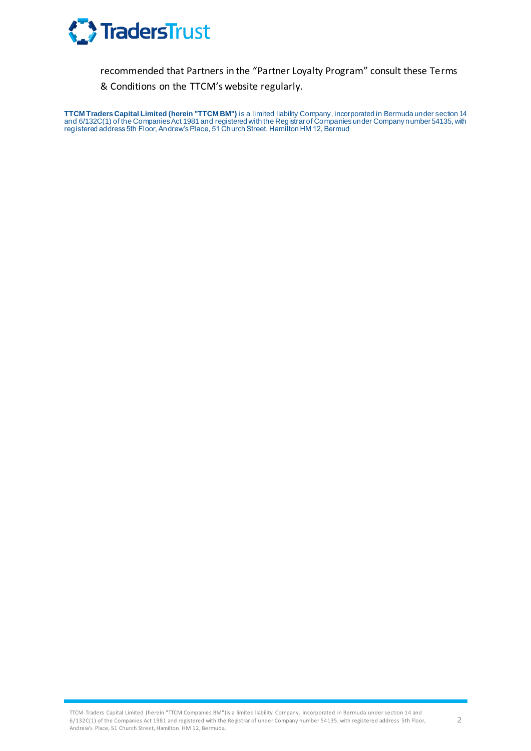recommended that Partners in the "Partner Loyalty Program" consult these Terms & Conditions on the TTCM's website regularly.

**TTCM Traders Capital Limited (herein "TTCM BM")** is a limited liability Company, incorporated in Bermuda under section 14 and 6/132C(1) of the Companies Act 1981 and registered with the Registrar of Companies under Company number 54135, with registered address 5th Floor, Andrew's Place, 51 Church Street, Hamilton HM 12, Bermud